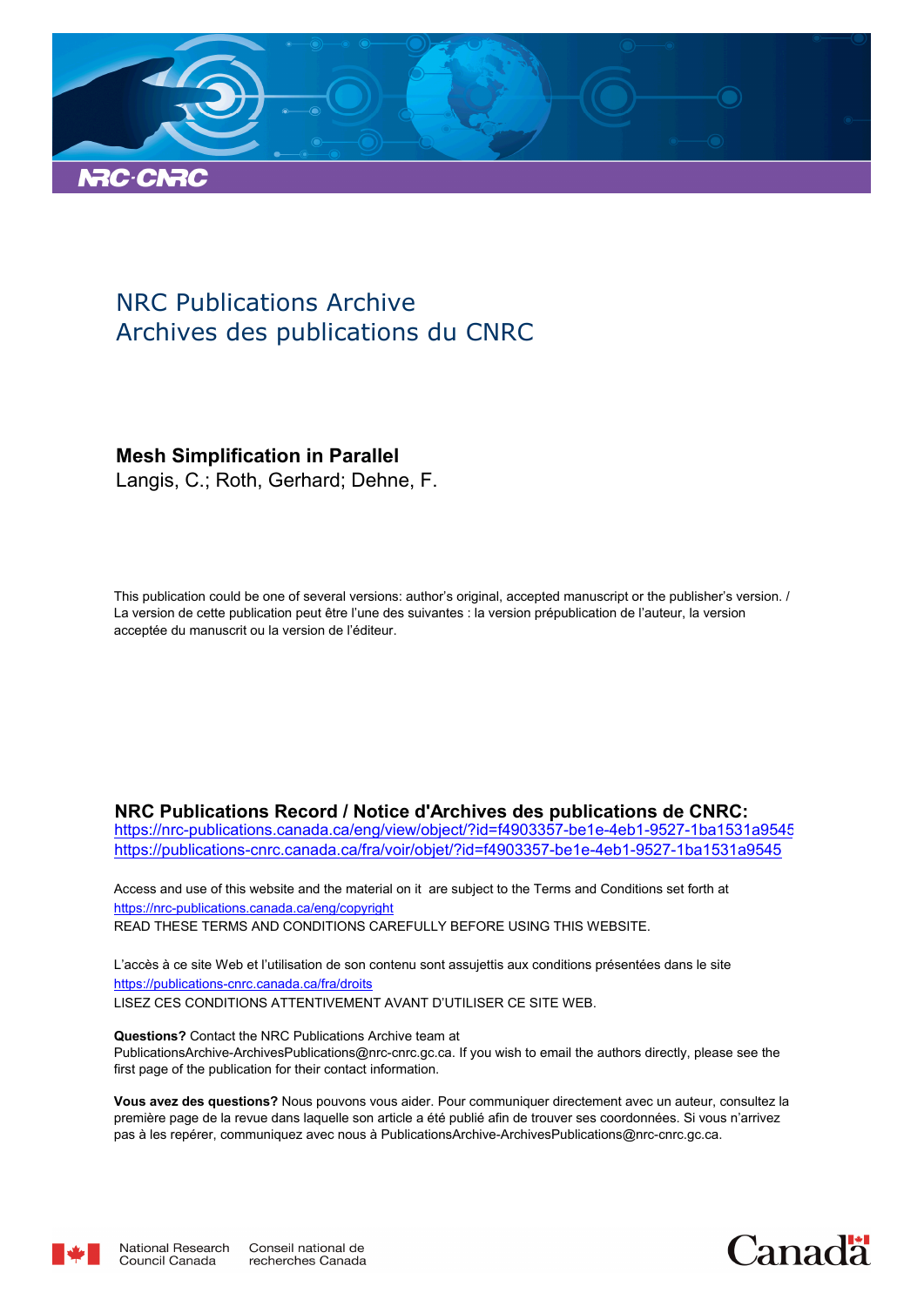NRC Publications Archive
Archives des publications du CNRC

**Mesh Simplification in Parallel**
Langis, C.; Roth, Gerhard; Dehne, F.

This publication could be one of several versions: author's original, accepted manuscript or the publisher's version. / La version de cette publication peut être l'une des suivantes : la version prépublication de l'auteur, la version acceptée du manuscrit ou la version de l'éditeur.

**NRC Publications Record / Notice d'Archives des publications de CNRC:**
https://nrc-publications.canada.ca/eng/view/object/?id=f4903357-be1e-4eb1-9527-1ba1531a9545
https://publications-cnrc.canada.ca/fra/voir/objet/?id=f4903357-be1e-4eb1-9527-1ba1531a9545

Access and use of this website and the material on it are subject to the Terms and Conditions set forth at
https://nrc-publications.canada.ca/eng/copyright
READ THESE TERMS AND CONDITIONS CAREFULLY BEFORE USING THIS WEBSITE.

L'accès à ce site Web et l'utilisation de son contenu sont assujettis aux conditions présentées dans le site
https://publications-cnrc.canada.ca/fra/droits
LISEZ CES CONDITIONS ATTENTIVEMENT AVANT D'UTILISER CE SITE WEB.

**Questions?** Contact the NRC Publications Archive team at
PublicationsArchive-ArchivesPublications@nrc-cnrc.gc.ca. If you wish to email the authors directly, please see the first page of the publication for their contact information.

**Vous avez des questions?** Nous pouvons vous aider. Pour communiquer directement avec un auteur, consultez la première page de la revue dans laquelle son article a été publié afin de trouver ses coordonnées. Si vous n'arrivez pas à les repérer, communiquez avec nous à PublicationsArchive-ArchivesPublications@nrc-cnrc.gc.ca.

National Research Council Canada | Conseil national de recherches Canada

Canada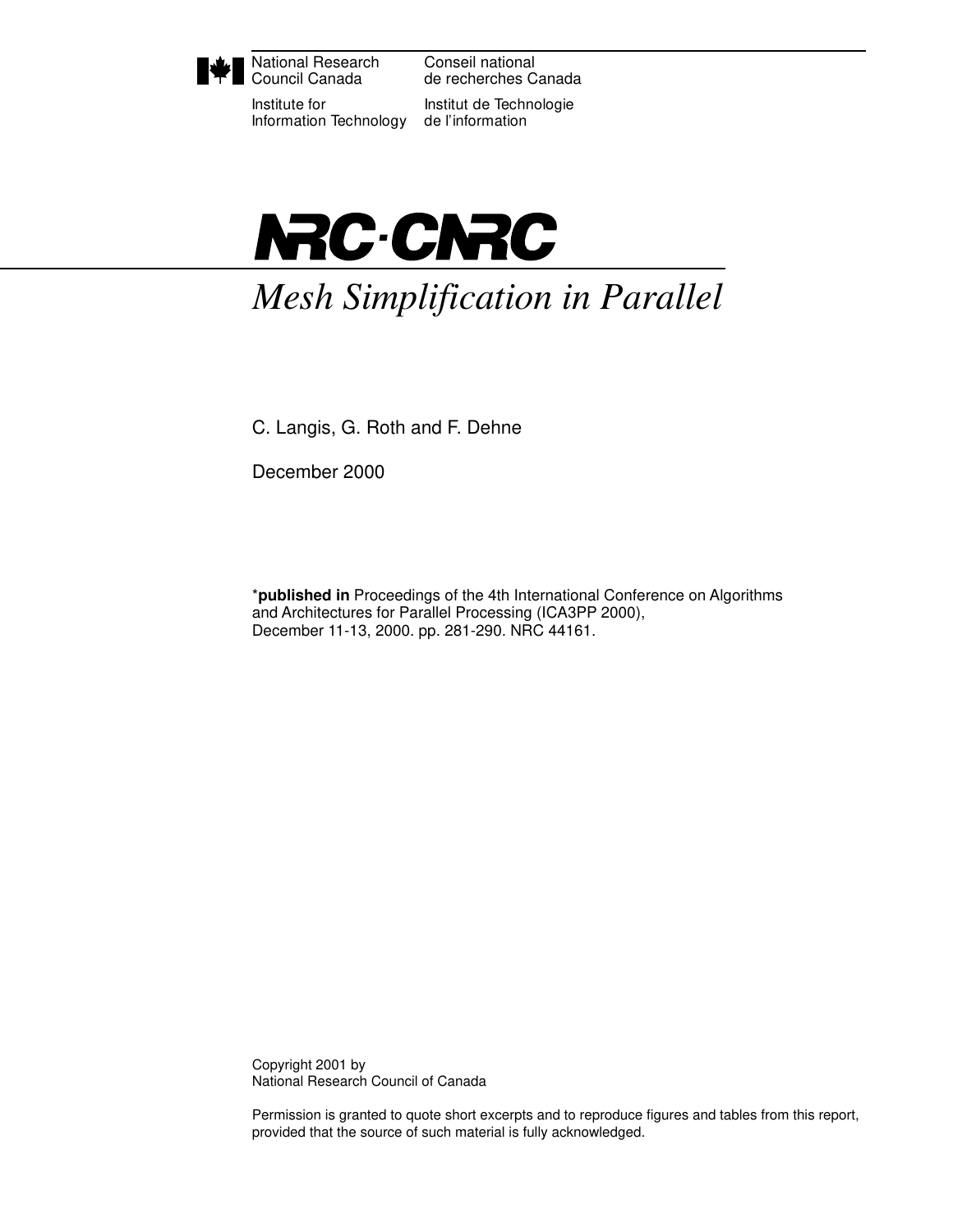National Research Council Canada — Conseil national de recherches Canada

Institute for Information Technology — Institut de Technologie de l'information

**NRC·CNRC**

# *Mesh Simplification in Parallel*

C. Langis, G. Roth and F. Dehne

December 2000

*__published in__ Proceedings of the 4th International Conference on Algorithms and Architectures for Parallel Processing (ICA3PP 2000), December 11-13, 2000. pp. 281-290. NRC 44161.

Copyright 2001 by
National Research Council of Canada

Permission is granted to quote short excerpts and to reproduce figures and tables from this report, provided that the source of such material is fully acknowledged.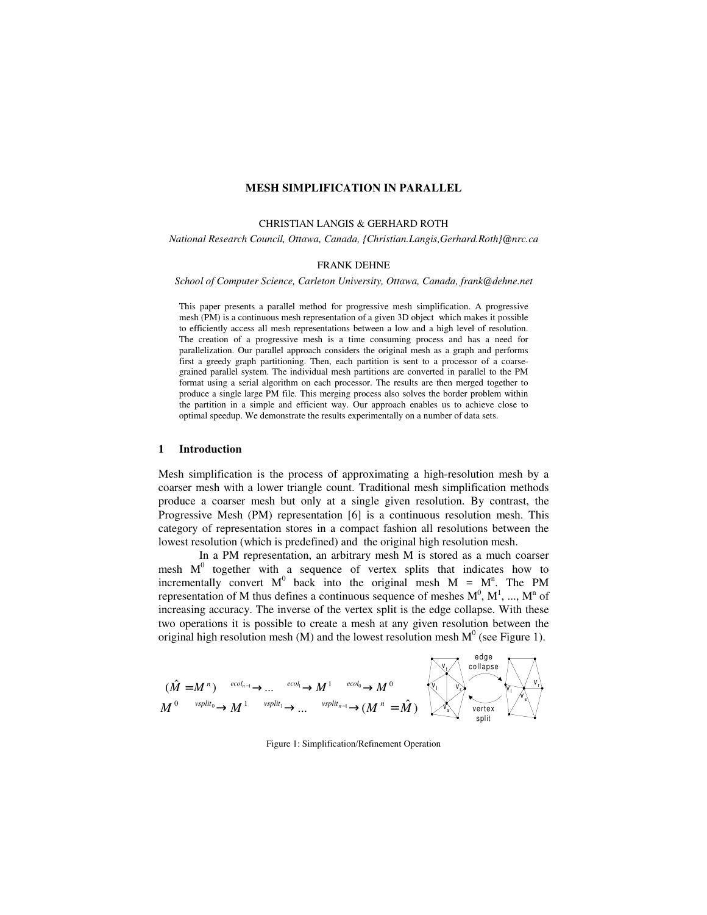# MESH SIMPLIFICATION IN PARALLEL

CHRISTIAN LANGIS & GERHARD ROTH

*National Research Council, Ottawa, Canada, {Christian.Langis,Gerhard.Roth}@nrc.ca*

FRANK DEHNE

*School of Computer Science, Carleton University, Ottawa, Canada, frank@dehne.net*

This paper presents a parallel method for progressive mesh simplification. A progressive mesh (PM) is a continuous mesh representation of a given 3D object which makes it possible to efficiently access all mesh representations between a low and a high level of resolution. The creation of a progressive mesh is a time consuming process and has a need for parallelization. Our parallel approach considers the original mesh as a graph and performs first a greedy graph partitioning. Then, each partition is sent to a processor of a coarse-grained parallel system. The individual mesh partitions are converted in parallel to the PM format using a serial algorithm on each processor. The results are then merged together to produce a single large PM file. This merging process also solves the border problem within the partition in a simple and efficient way. Our approach enables us to achieve close to optimal speedup. We demonstrate the results experimentally on a number of data sets.

## 1 Introduction

Mesh simplification is the process of approximating a high-resolution mesh by a coarser mesh with a lower triangle count. Traditional mesh simplification methods produce a coarser mesh but only at a single given resolution. By contrast, the Progressive Mesh (PM) representation [6] is a continuous resolution mesh. This category of representation stores in a compact fashion all resolutions between the lowest resolution (which is predefined) and the original high resolution mesh.

In a PM representation, an arbitrary mesh M is stored as a much coarser mesh $M^0$ together with a sequence of vertex splits that indicates how to incrementally convert $M^0$ back into the original mesh $M = M^n$. The PM representation of M thus defines a continuous sequence of meshes $M^0, M^1, ..., M^n$ of increasing accuracy. The inverse of the vertex split is the edge collapse. With these two operations it is possible to create a mesh at any given resolution between the original high resolution mesh (M) and the lowest resolution mesh $M^0$ (see Figure 1).

$$(\hat{M} = M^n) \xrightarrow{ecol_{n-1}} \ldots \xrightarrow{ecol_1} M^1 \xrightarrow{ecol_0} M^0$$

$$M^0 \xrightarrow{vsplit_0} M^1 \xrightarrow{vsplit_1} \ldots \xrightarrow{vsplit_{n-1}} (M^n = \hat{M})$$

Figure 1: Simplification/Refinement Operation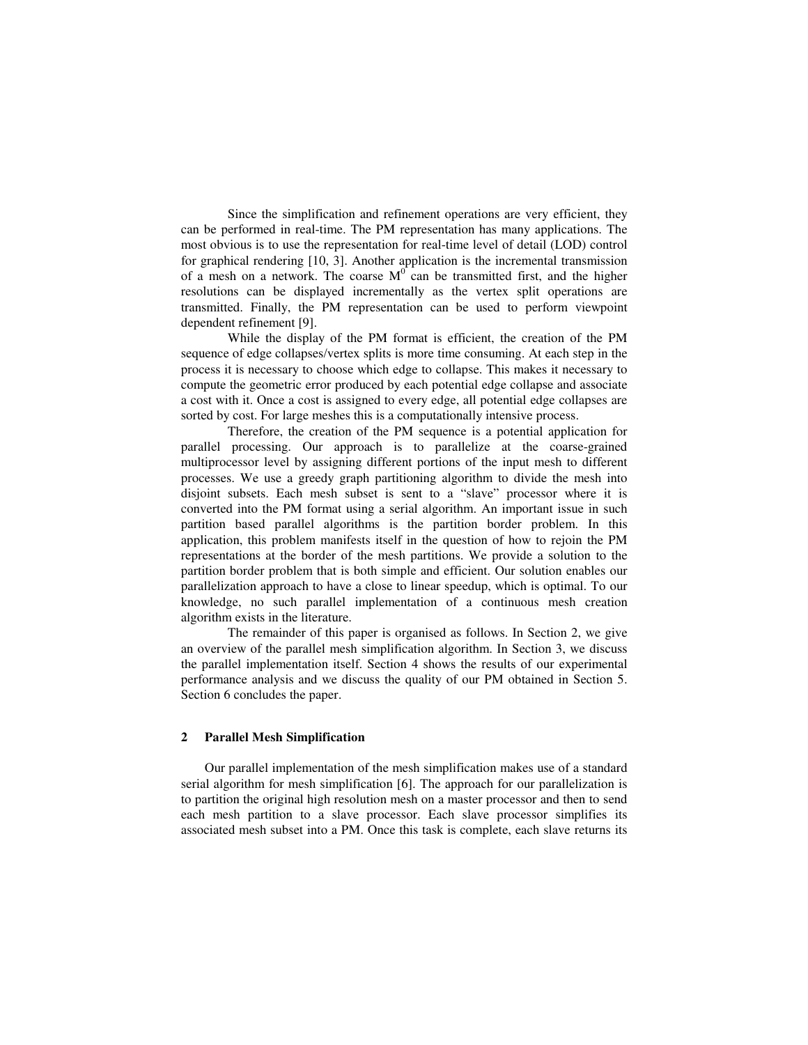Since the simplification and refinement operations are very efficient, they can be performed in real-time. The PM representation has many applications. The most obvious is to use the representation for real-time level of detail (LOD) control for graphical rendering [10, 3]. Another application is the incremental transmission of a mesh on a network. The coarse $M^0$ can be transmitted first, and the higher resolutions can be displayed incrementally as the vertex split operations are transmitted. Finally, the PM representation can be used to perform viewpoint dependent refinement [9].

While the display of the PM format is efficient, the creation of the PM sequence of edge collapses/vertex splits is more time consuming. At each step in the process it is necessary to choose which edge to collapse. This makes it necessary to compute the geometric error produced by each potential edge collapse and associate a cost with it. Once a cost is assigned to every edge, all potential edge collapses are sorted by cost. For large meshes this is a computationally intensive process.

Therefore, the creation of the PM sequence is a potential application for parallel processing. Our approach is to parallelize at the coarse-grained multiprocessor level by assigning different portions of the input mesh to different processes. We use a greedy graph partitioning algorithm to divide the mesh into disjoint subsets. Each mesh subset is sent to a "slave" processor where it is converted into the PM format using a serial algorithm. An important issue in such partition based parallel algorithms is the partition border problem. In this application, this problem manifests itself in the question of how to rejoin the PM representations at the border of the mesh partitions. We provide a solution to the partition border problem that is both simple and efficient. Our solution enables our parallelization approach to have a close to linear speedup, which is optimal. To our knowledge, no such parallel implementation of a continuous mesh creation algorithm exists in the literature.

The remainder of this paper is organised as follows. In Section 2, we give an overview of the parallel mesh simplification algorithm. In Section 3, we discuss the parallel implementation itself. Section 4 shows the results of our experimental performance analysis and we discuss the quality of our PM obtained in Section 5. Section 6 concludes the paper.

## 2 Parallel Mesh Simplification

Our parallel implementation of the mesh simplification makes use of a standard serial algorithm for mesh simplification [6]. The approach for our parallelization is to partition the original high resolution mesh on a master processor and then to send each mesh partition to a slave processor. Each slave processor simplifies its associated mesh subset into a PM. Once this task is complete, each slave returns its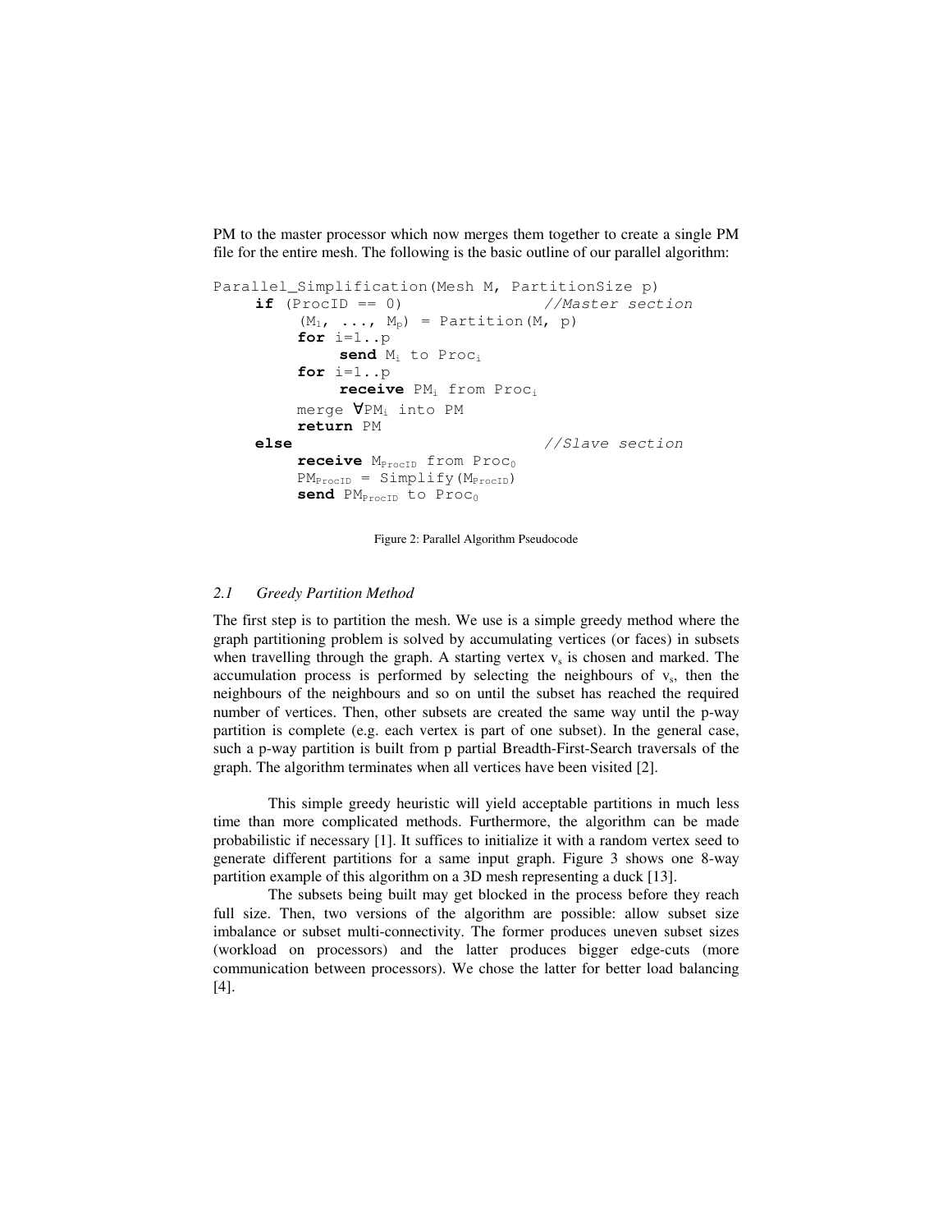PM to the master processor which now merges them together to create a single PM file for the entire mesh. The following is the basic outline of our parallel algorithm:

```
Parallel_Simplification(Mesh M, PartitionSize p)
    if (ProcID == 0)                    //Master section
        (M_1, ..., M_p) = Partition(M, p)
        for i=1..p
            send M_i to Proc_i
        for i=1..p
            receive PM_i from Proc_i
        merge ∀PM_i into PM
        return PM
    else                                //Slave section
        receive M_ProcID from Proc_0
        PM_ProcID = Simplify(M_ProcID)
        send PM_ProcID to Proc_0
```

Figure 2: Parallel Algorithm Pseudocode

### *2.1 Greedy Partition Method*

The first step is to partition the mesh. We use is a simple greedy method where the graph partitioning problem is solved by accumulating vertices (or faces) in subsets when travelling through the graph. A starting vertex $v_s$ is chosen and marked. The accumulation process is performed by selecting the neighbours of $v_s$, then the neighbours of the neighbours and so on until the subset has reached the required number of vertices. Then, other subsets are created the same way until the p-way partition is complete (e.g. each vertex is part of one subset). In the general case, such a p-way partition is built from p partial Breadth-First-Search traversals of the graph. The algorithm terminates when all vertices have been visited [2].

This simple greedy heuristic will yield acceptable partitions in much less time than more complicated methods. Furthermore, the algorithm can be made probabilistic if necessary [1]. It suffices to initialize it with a random vertex seed to generate different partitions for a same input graph. Figure 3 shows one 8-way partition example of this algorithm on a 3D mesh representing a duck [13].

The subsets being built may get blocked in the process before they reach full size. Then, two versions of the algorithm are possible: allow subset size imbalance or subset multi-connectivity. The former produces uneven subset sizes (workload on processors) and the latter produces bigger edge-cuts (more communication between processors). We chose the latter for better load balancing [4].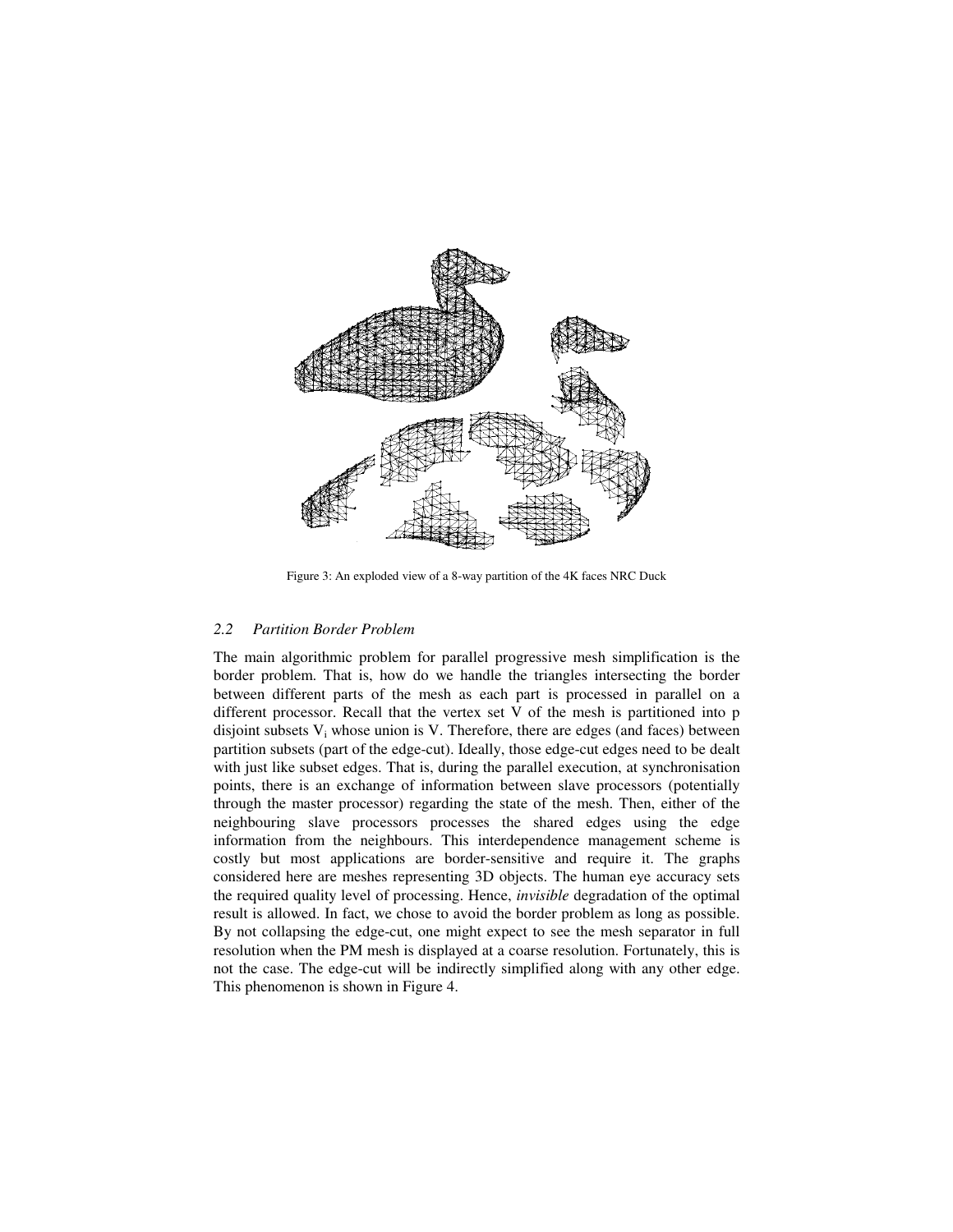Figure 3: An exploded view of a 8-way partition of the 4K faces NRC Duck

### *2.2 Partition Border Problem*

The main algorithmic problem for parallel progressive mesh simplification is the border problem. That is, how do we handle the triangles intersecting the border between different parts of the mesh as each part is processed in parallel on a different processor. Recall that the vertex set V of the mesh is partitioned into p disjoint subsets $V_i$ whose union is V. Therefore, there are edges (and faces) between partition subsets (part of the edge-cut). Ideally, those edge-cut edges need to be dealt with just like subset edges. That is, during the parallel execution, at synchronisation points, there is an exchange of information between slave processors (potentially through the master processor) regarding the state of the mesh. Then, either of the neighbouring slave processors processes the shared edges using the edge information from the neighbours. This interdependence management scheme is costly but most applications are border-sensitive and require it. The graphs considered here are meshes representing 3D objects. The human eye accuracy sets the required quality level of processing. Hence, *invisible* degradation of the optimal result is allowed. In fact, we chose to avoid the border problem as long as possible. By not collapsing the edge-cut, one might expect to see the mesh separator in full resolution when the PM mesh is displayed at a coarse resolution. Fortunately, this is not the case. The edge-cut will be indirectly simplified along with any other edge. This phenomenon is shown in Figure 4.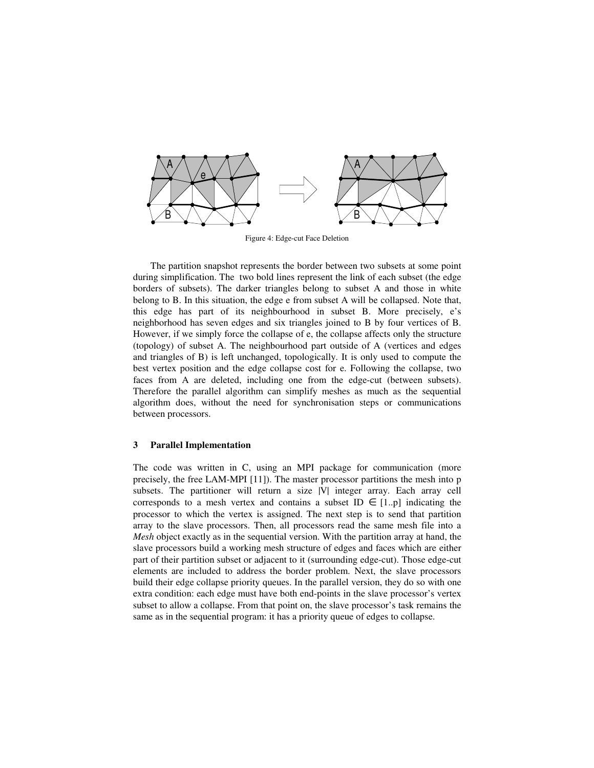Figure 4: Edge-cut Face Deletion

The partition snapshot represents the border between two subsets at some point during simplification. The two bold lines represent the link of each subset (the edge borders of subsets). The darker triangles belong to subset A and those in white belong to B. In this situation, the edge e from subset A will be collapsed. Note that, this edge has part of its neighbourhood in subset B. More precisely, e's neighborhood has seven edges and six triangles joined to B by four vertices of B. However, if we simply force the collapse of e, the collapse affects only the structure (topology) of subset A. The neighbourhood part outside of A (vertices and edges and triangles of B) is left unchanged, topologically. It is only used to compute the best vertex position and the edge collapse cost for e. Following the collapse, two faces from A are deleted, including one from the edge-cut (between subsets). Therefore the parallel algorithm can simplify meshes as much as the sequential algorithm does, without the need for synchronisation steps or communications between processors.

## 3 Parallel Implementation

The code was written in C, using an MPI package for communication (more precisely, the free LAM-MPI [11]). The master processor partitions the mesh into p subsets. The partitioner will return a size |V| integer array. Each array cell corresponds to a mesh vertex and contains a subset ID $\in$ [1..p] indicating the processor to which the vertex is assigned. The next step is to send that partition array to the slave processors. Then, all processors read the same mesh file into a *Mesh* object exactly as in the sequential version. With the partition array at hand, the slave processors build a working mesh structure of edges and faces which are either part of their partition subset or adjacent to it (surrounding edge-cut). Those edge-cut elements are included to address the border problem. Next, the slave processors build their edge collapse priority queues. In the parallel version, they do so with one extra condition: each edge must have both end-points in the slave processor's vertex subset to allow a collapse. From that point on, the slave processor's task remains the same as in the sequential program: it has a priority queue of edges to collapse.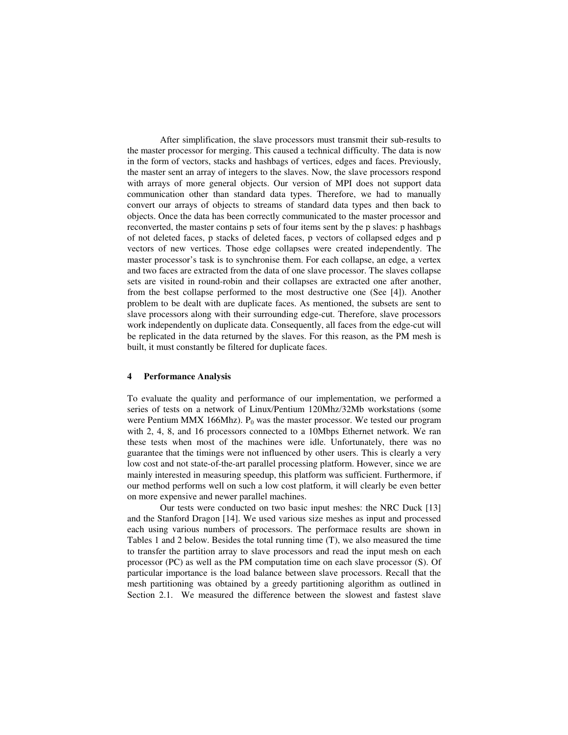After simplification, the slave processors must transmit their sub-results to the master processor for merging. This caused a technical difficulty. The data is now in the form of vectors, stacks and hashbags of vertices, edges and faces. Previously, the master sent an array of integers to the slaves. Now, the slave processors respond with arrays of more general objects. Our version of MPI does not support data communication other than standard data types. Therefore, we had to manually convert our arrays of objects to streams of standard data types and then back to objects. Once the data has been correctly communicated to the master processor and reconverted, the master contains p sets of four items sent by the p slaves: p hashbags of not deleted faces, p stacks of deleted faces, p vectors of collapsed edges and p vectors of new vertices. Those edge collapses were created independently. The master processor's task is to synchronise them. For each collapse, an edge, a vertex and two faces are extracted from the data of one slave processor. The slaves collapse sets are visited in round-robin and their collapses are extracted one after another, from the best collapse performed to the most destructive one (See [4]). Another problem to be dealt with are duplicate faces. As mentioned, the subsets are sent to slave processors along with their surrounding edge-cut. Therefore, slave processors work independently on duplicate data. Consequently, all faces from the edge-cut will be replicated in the data returned by the slaves. For this reason, as the PM mesh is built, it must constantly be filtered for duplicate faces.

## 4 Performance Analysis

To evaluate the quality and performance of our implementation, we performed a series of tests on a network of Linux/Pentium 120Mhz/32Mb workstations (some were Pentium MMX 166Mhz). $P_0$ was the master processor. We tested our program with 2, 4, 8, and 16 processors connected to a 10Mbps Ethernet network. We ran these tests when most of the machines were idle. Unfortunately, there was no guarantee that the timings were not influenced by other users. This is clearly a very low cost and not state-of-the-art parallel processing platform. However, since we are mainly interested in measuring speedup, this platform was sufficient. Furthermore, if our method performs well on such a low cost platform, it will clearly be even better on more expensive and newer parallel machines.

Our tests were conducted on two basic input meshes: the NRC Duck [13] and the Stanford Dragon [14]. We used various size meshes as input and processed each using various numbers of processors. The performace results are shown in Tables 1 and 2 below. Besides the total running time (T), we also measured the time to transfer the partition array to slave processors and read the input mesh on each processor (PC) as well as the PM computation time on each slave processor (S). Of particular importance is the load balance between slave processors. Recall that the mesh partitioning was obtained by a greedy partitioning algorithm as outlined in Section 2.1. We measured the difference between the slowest and fastest slave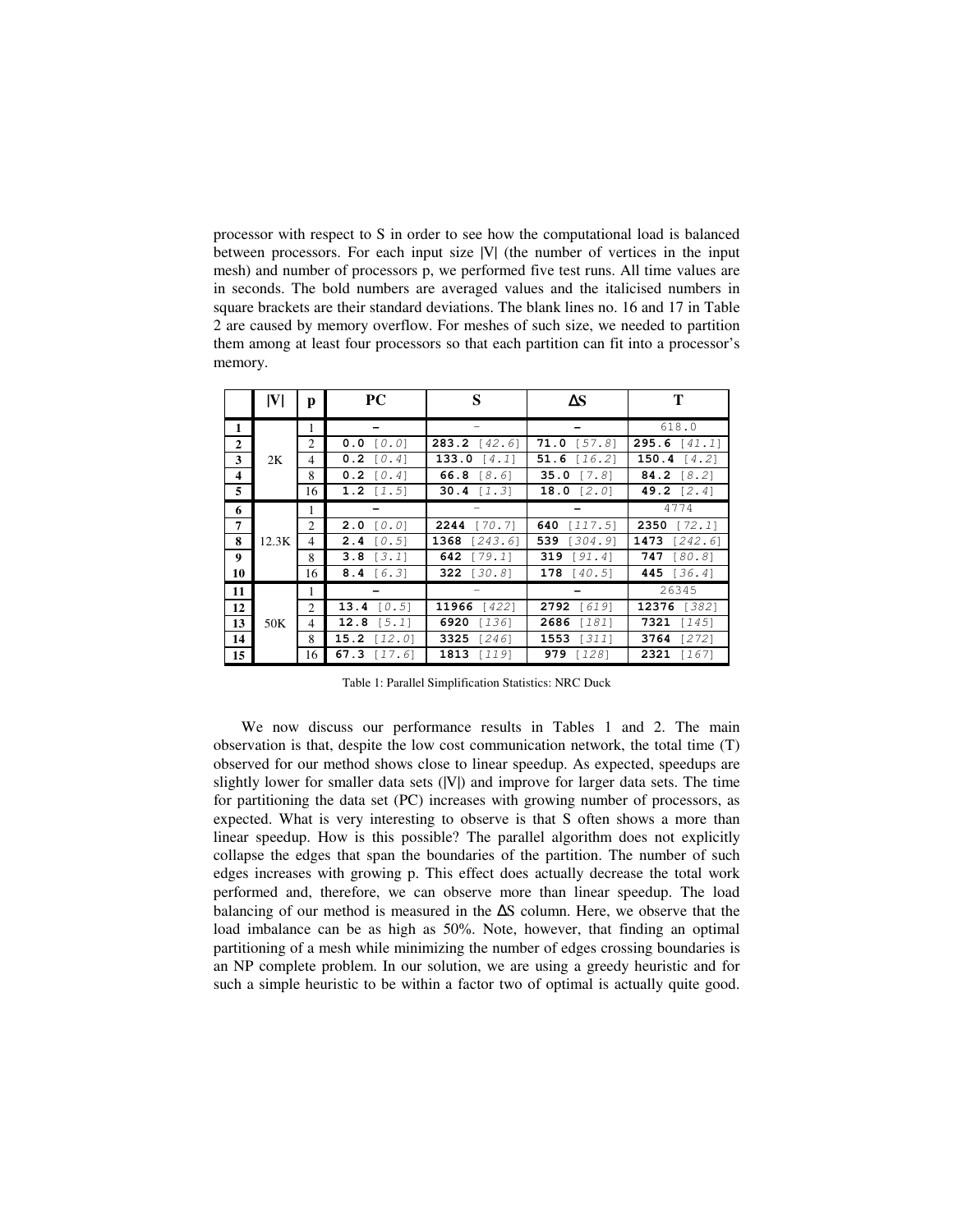processor with respect to S in order to see how the computational load is balanced between processors. For each input size |V| (the number of vertices in the input mesh) and number of processors p, we performed five test runs. All time values are in seconds. The bold numbers are averaged values and the italicised numbers in square brackets are their standard deviations. The blank lines no. 16 and 17 in Table 2 are caused by memory overflow. For meshes of such size, we needed to partition them among at least four processors so that each partition can fit into a processor's memory.

| | \|V\| | p | PC | S | ΔS | T |
|---|---|---|---|---|---|---|
| **1** | 2K | 1 | – | – | – | 618.0 |
| **2** | | 2 | **0.0** *[0.0]* | **283.2** *[42.6]* | **71.0** *[57.8]* | **295.6** *[41.1]* |
| **3** | | 4 | **0.2** *[0.4]* | **133.0** *[4.1]* | **51.6** *[16.2]* | **150.4** *[4.2]* |
| **4** | | 8 | **0.2** *[0.4]* | **66.8** *[8.6]* | **35.0** *[7.8]* | **84.2** *[8.2]* |
| **5** | | 16 | **1.2** *[1.5]* | **30.4** *[1.3]* | **18.0** *[2.0]* | **49.2** *[2.4]* |
| **6** | 12.3K | 1 | – | – | – | 4774 |
| **7** | | 2 | **2.0** *[0.0]* | **2244** *[70.7]* | **640** *[117.5]* | **2350** *[72.1]* |
| **8** | | 4 | **2.4** *[0.5]* | **1368** *[243.6]* | **539** *[304.9]* | **1473** *[242.6]* |
| **9** | | 8 | **3.8** *[3.1]* | **642** *[79.1]* | **319** *[91.4]* | **747** *[80.8]* |
| **10** | | 16 | **8.4** *[6.3]* | **322** *[30.8]* | **178** *[40.5]* | **445** *[36.4]* |
| **11** | 50K | 1 | – | – | – | 26345 |
| **12** | | 2 | **13.4** *[0.5]* | **11966** *[422]* | **2792** *[619]* | **12376** *[382]* |
| **13** | | 4 | **12.8** *[5.1]* | **6920** *[136]* | **2686** *[181]* | **7321** *[145]* |
| **14** | | 8 | **15.2** *[12.0]* | **3325** *[246]* | **1553** *[311]* | **3764** *[272]* |
| **15** | | 16 | **67.3** *[17.6]* | **1813** *[119]* | **979** *[128]* | **2321** *[167]* |

Table 1: Parallel Simplification Statistics: NRC Duck

We now discuss our performance results in Tables 1 and 2. The main observation is that, despite the low cost communication network, the total time (T) observed for our method shows close to linear speedup. As expected, speedups are slightly lower for smaller data sets (|V|) and improve for larger data sets. The time for partitioning the data set (PC) increases with growing number of processors, as expected. What is very interesting to observe is that S often shows a more than linear speedup. How is this possible? The parallel algorithm does not explicitly collapse the edges that span the boundaries of the partition. The number of such edges increases with growing p. This effect does actually decrease the total work performed and, therefore, we can observe more than linear speedup. The load balancing of our method is measured in the ΔS column. Here, we observe that the load imbalance can be as high as 50%. Note, however, that finding an optimal partitioning of a mesh while minimizing the number of edges crossing boundaries is an NP complete problem. In our solution, we are using a greedy heuristic and for such a simple heuristic to be within a factor two of optimal is actually quite good.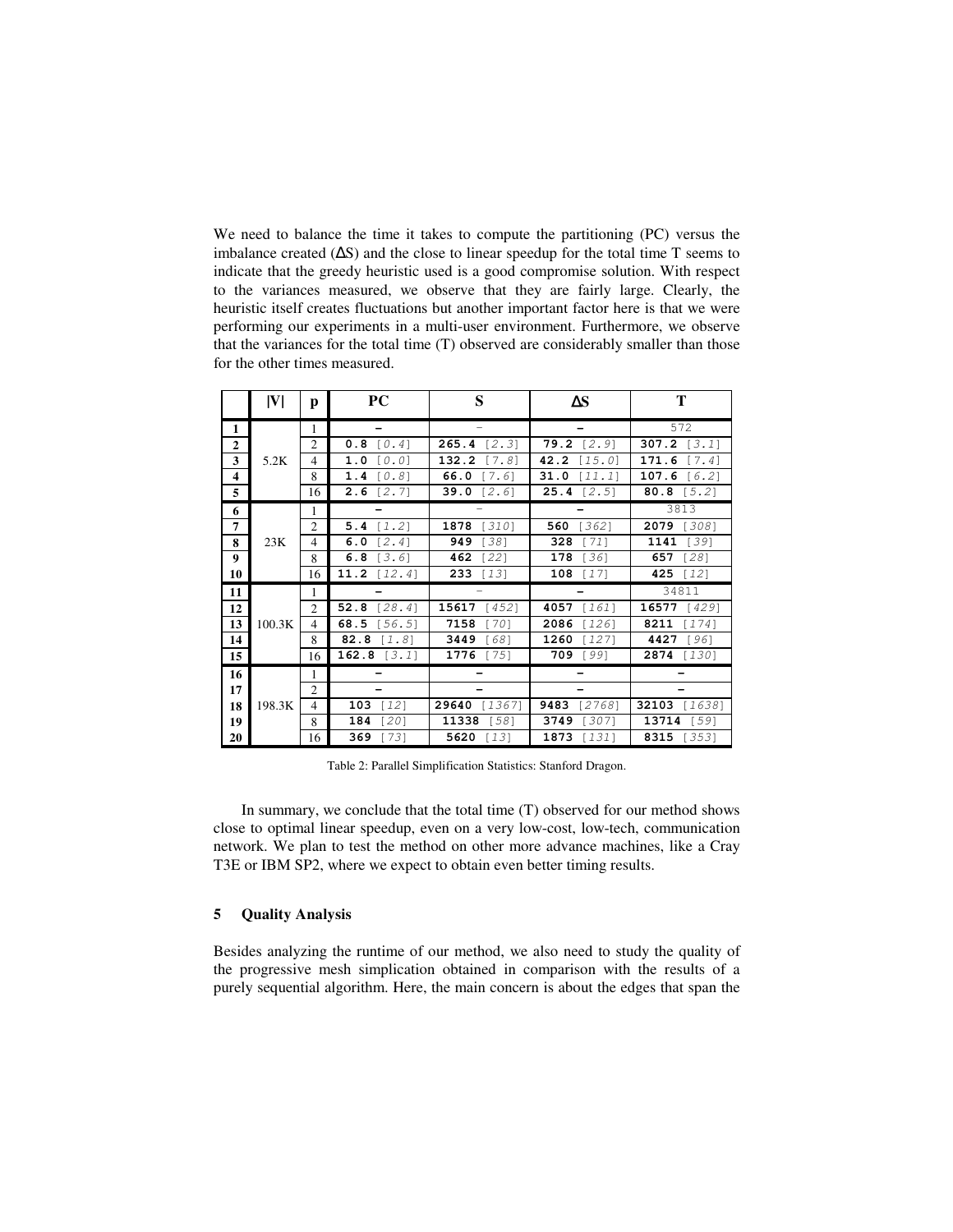We need to balance the time it takes to compute the partitioning (PC) versus the imbalance created (ΔS) and the close to linear speedup for the total time T seems to indicate that the greedy heuristic used is a good compromise solution. With respect to the variances measured, we observe that they are fairly large. Clearly, the heuristic itself creates fluctuations but another important factor here is that we were performing our experiments in a multi-user environment. Furthermore, we observe that the variances for the total time (T) observed are considerably smaller than those for the other times measured.

| | \|V\| | p | PC | S | ΔS | T |
|---|---|---|---|---|---|---|
| **1** | 5.2K | 1 | – | – | – | 572 |
| **2** | | 2 | **0.8** [0.4] | **265.4** [2.3] | **79.2** [2.9] | **307.2** [3.1] |
| **3** | | 4 | **1.0** [0.0] | **132.2** [7.8] | **42.2** [15.0] | **171.6** [7.4] |
| **4** | | 8 | **1.4** [0.8] | **66.0** [7.6] | **31.0** [11.1] | **107.6** [6.2] |
| **5** | | 16 | **2.6** [2.7] | **39.0** [2.6] | **25.4** [2.5] | **80.8** [5.2] |
| **6** | 23K | 1 | – | – | – | 3813 |
| **7** | | 2 | **5.4** [1.2] | **1878** [310] | **560** [362] | **2079** [308] |
| **8** | | 4 | **6.0** [2.4] | **949** [38] | **328** [71] | **1141** [39] |
| **9** | | 8 | **6.8** [3.6] | **462** [22] | **178** [36] | **657** [28] |
| **10** | | 16 | **11.2** [12.4] | **233** [13] | **108** [17] | **425** [12] |
| **11** | 100.3K | 1 | – | – | – | 34811 |
| **12** | | 2 | **52.8** [28.4] | **15617** [452] | **4057** [161] | **16577** [429] |
| **13** | | 4 | **68.5** [56.5] | **7158** [70] | **2086** [126] | **8211** [174] |
| **14** | | 8 | **82.8** [1.8] | **3449** [68] | **1260** [127] | **4427** [96] |
| **15** | | 16 | **162.8** [3.1] | **1776** [75] | **709** [99] | **2874** [130] |
| **16** | 198.3K | 1 | – | – | – | – |
| **17** | | 2 | – | – | – | – |
| **18** | | 4 | **103** [12] | **29640** [1367] | **9483** [2768] | **32103** [1638] |
| **19** | | 8 | **184** [20] | **11338** [58] | **3749** [307] | **13714** [59] |
| **20** | | 16 | **369** [73] | **5620** [13] | **1873** [131] | **8315** [353] |

Table 2: Parallel Simplification Statistics: Stanford Dragon.

In summary, we conclude that the total time (T) observed for our method shows close to optimal linear speedup, even on a very low-cost, low-tech, communication network. We plan to test the method on other more advance machines, like a Cray T3E or IBM SP2, where we expect to obtain even better timing results.

## 5 Quality Analysis

Besides analyzing the runtime of our method, we also need to study the quality of the progressive mesh simplification obtained in comparison with the results of a purely sequential algorithm. Here, the main concern is about the edges that span the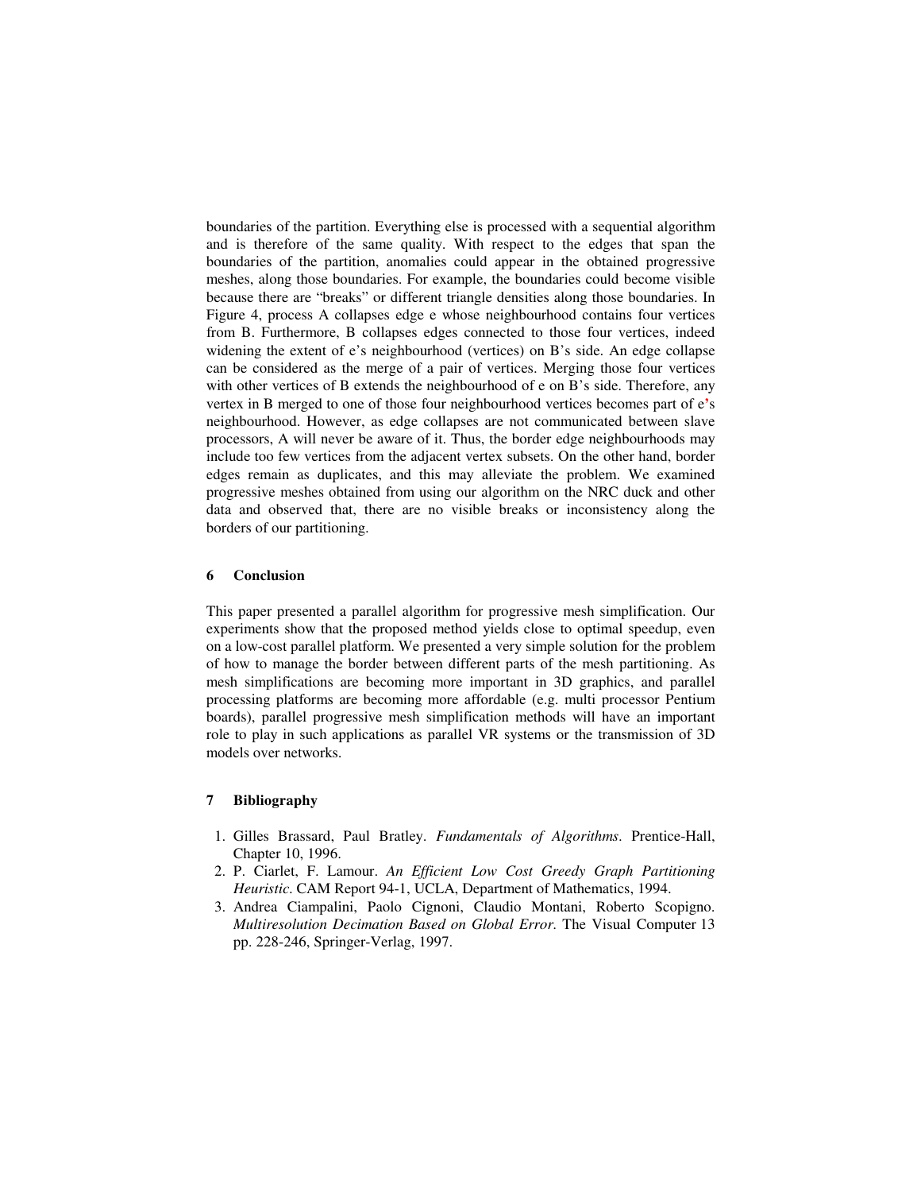boundaries of the partition. Everything else is processed with a sequential algorithm and is therefore of the same quality. With respect to the edges that span the boundaries of the partition, anomalies could appear in the obtained progressive meshes, along those boundaries. For example, the boundaries could become visible because there are "breaks" or different triangle densities along those boundaries. In Figure 4, process A collapses edge e whose neighbourhood contains four vertices from B. Furthermore, B collapses edges connected to those four vertices, indeed widening the extent of e's neighbourhood (vertices) on B's side. An edge collapse can be considered as the merge of a pair of vertices. Merging those four vertices with other vertices of B extends the neighbourhood of e on B's side. Therefore, any vertex in B merged to one of those four neighbourhood vertices becomes part of e's neighbourhood. However, as edge collapses are not communicated between slave processors, A will never be aware of it. Thus, the border edge neighbourhoods may include too few vertices from the adjacent vertex subsets. On the other hand, border edges remain as duplicates, and this may alleviate the problem. We examined progressive meshes obtained from using our algorithm on the NRC duck and other data and observed that, there are no visible breaks or inconsistency along the borders of our partitioning.

## 6 Conclusion

This paper presented a parallel algorithm for progressive mesh simplification. Our experiments show that the proposed method yields close to optimal speedup, even on a low-cost parallel platform. We presented a very simple solution for the problem of how to manage the border between different parts of the mesh partitioning. As mesh simplifications are becoming more important in 3D graphics, and parallel processing platforms are becoming more affordable (e.g. multi processor Pentium boards), parallel progressive mesh simplification methods will have an important role to play in such applications as parallel VR systems or the transmission of 3D models over networks.

## 7 Bibliography

1. Gilles Brassard, Paul Bratley. *Fundamentals of Algorithms*. Prentice-Hall, Chapter 10, 1996.
2. P. Ciarlet, F. Lamour. *An Efficient Low Cost Greedy Graph Partitioning Heuristic*. CAM Report 94-1, UCLA, Department of Mathematics, 1994.
3. Andrea Ciampalini, Paolo Cignoni, Claudio Montani, Roberto Scopigno. *Multiresolution Decimation Based on Global Error*. The Visual Computer 13 pp. 228-246, Springer-Verlag, 1997.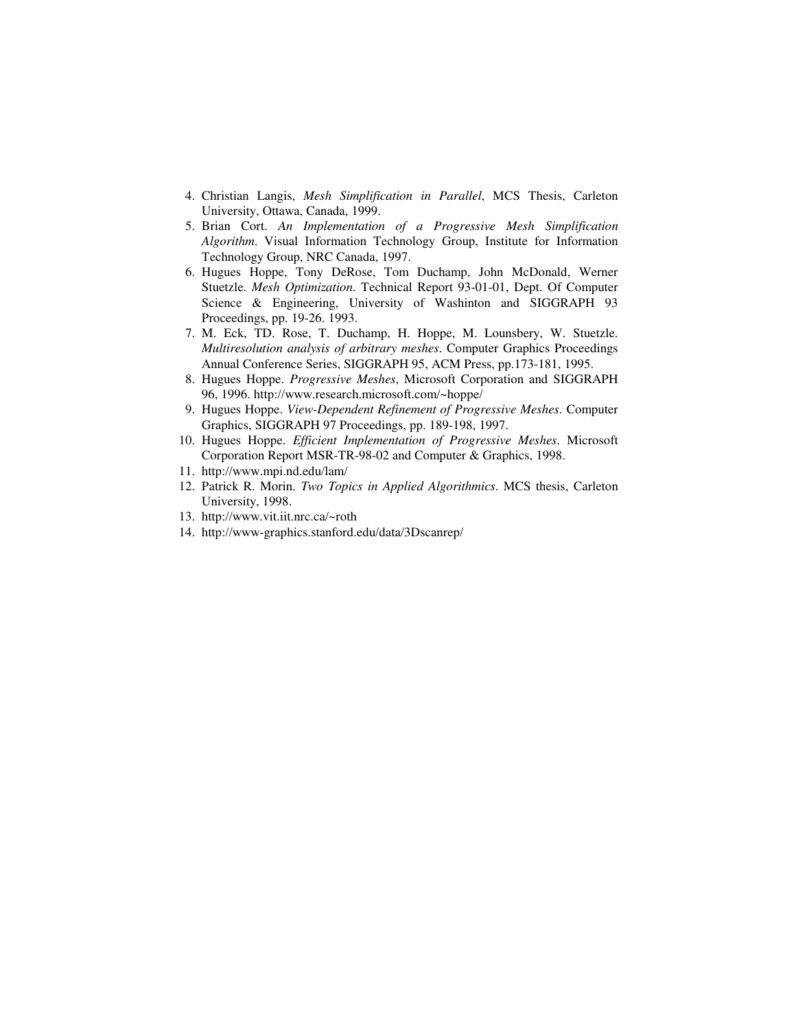4. Christian Langis, *Mesh Simplification in Parallel*, MCS Thesis, Carleton University, Ottawa, Canada, 1999.
5. Brian Cort. *An Implementation of a Progressive Mesh Simplification Algorithm*. Visual Information Technology Group, Institute for Information Technology Group, NRC Canada, 1997.
6. Hugues Hoppe, Tony DeRose, Tom Duchamp, John McDonald, Werner Stuetzle. *Mesh Optimization*. Technical Report 93-01-01, Dept. Of Computer Science & Engineering, University of Washinton and SIGGRAPH 93 Proceedings, pp. 19-26. 1993.
7. M. Eck, TD. Rose, T. Duchamp, H. Hoppe, M. Lounsbery, W. Stuetzle. *Multiresolution analysis of arbitrary meshes*. Computer Graphics Proceedings Annual Conference Series, SIGGRAPH 95, ACM Press, pp.173-181, 1995.
8. Hugues Hoppe. *Progressive Meshes*, Microsoft Corporation and SIGGRAPH 96, 1996. http://www.research.microsoft.com/~hoppe/
9. Hugues Hoppe. *View-Dependent Refinement of Progressive Meshes*. Computer Graphics, SIGGRAPH 97 Proceedings, pp. 189-198, 1997.
10. Hugues Hoppe. *Efficient Implementation of Progressive Meshes*. Microsoft Corporation Report MSR-TR-98-02 and Computer & Graphics, 1998.
11. http://www.mpi.nd.edu/lam/
12. Patrick R. Morin. *Two Topics in Applied Algorithmics*. MCS thesis, Carleton University, 1998.
13. http://www.vit.iit.nrc.ca/~roth
14. http://www-graphics.stanford.edu/data/3Dscanrep/